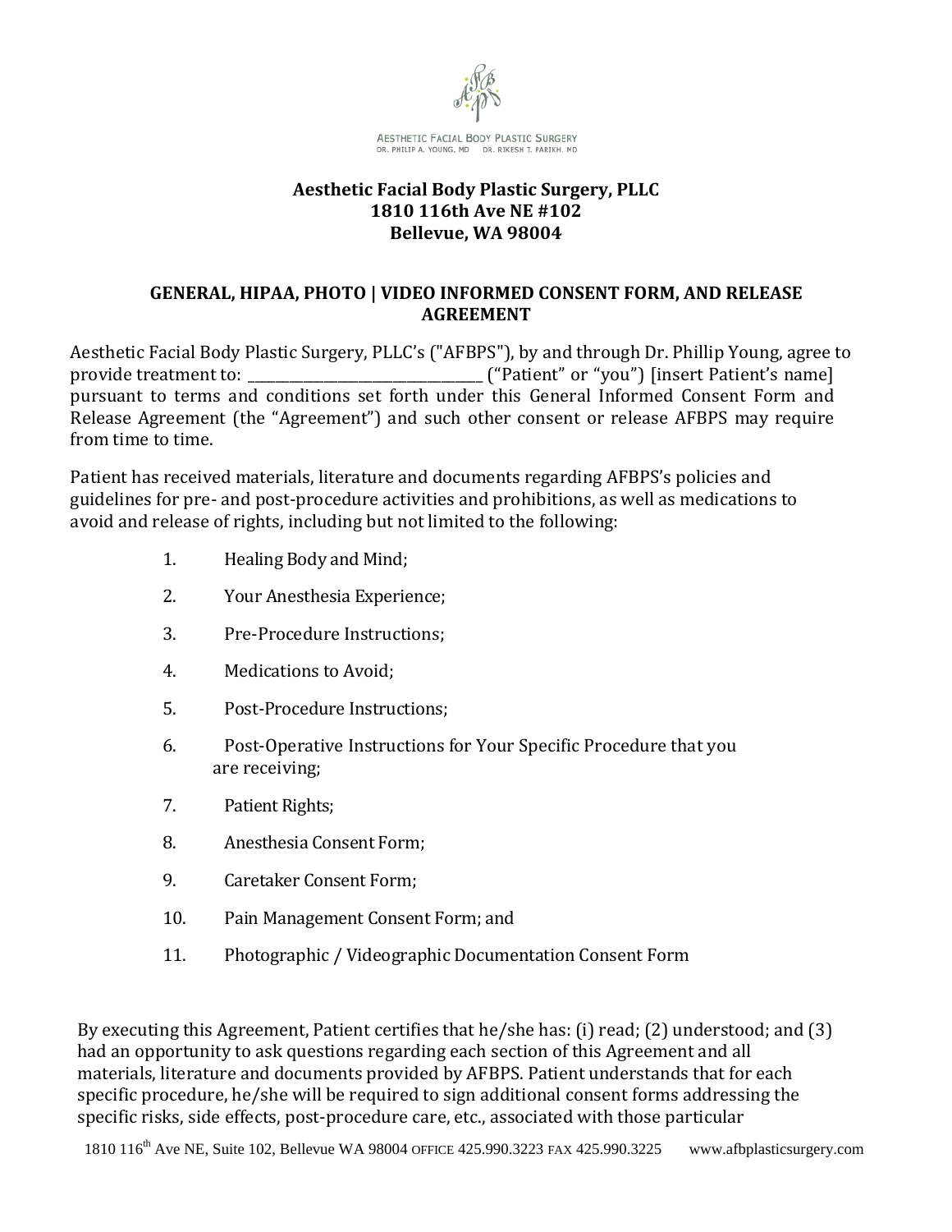AESTHETIC FACIAL BODY PLASTIC SURGERY
DR. PHILIP A. YOUNG, MD DR. RIKESH T. PARIKH, MD

**Aesthetic Facial Body Plastic Surgery, PLLC**
**1810 116th Ave NE #102**
**Bellevue, WA 98004**

## GENERAL, HIPAA, PHOTO | VIDEO INFORMED CONSENT FORM, AND RELEASE AGREEMENT

Aesthetic Facial Body Plastic Surgery, PLLC's ("AFBPS"), by and through Dr. Phillip Young, agree to provide treatment to: ________________________________ ("Patient" or "you") [insert Patient's name] pursuant to terms and conditions set forth under this General Informed Consent Form and Release Agreement (the "Agreement") and such other consent or release AFBPS may require from time to time.

Patient has received materials, literature and documents regarding AFBPS's policies and guidelines for pre- and post-procedure activities and prohibitions, as well as medications to avoid and release of rights, including but not limited to the following:

1. Healing Body and Mind;
2. Your Anesthesia Experience;
3. Pre-Procedure Instructions;
4. Medications to Avoid;
5. Post-Procedure Instructions;
6. Post-Operative Instructions for Your Specific Procedure that you are receiving;
7. Patient Rights;
8. Anesthesia Consent Form;
9. Caretaker Consent Form;
10. Pain Management Consent Form; and
11. Photographic / Videographic Documentation Consent Form

By executing this Agreement, Patient certifies that he/she has: (i) read; (2) understood; and (3) had an opportunity to ask questions regarding each section of this Agreement and all materials, literature and documents provided by AFBPS. Patient understands that for each specific procedure, he/she will be required to sign additional consent forms addressing the specific risks, side effects, post-procedure care, etc., associated with those particular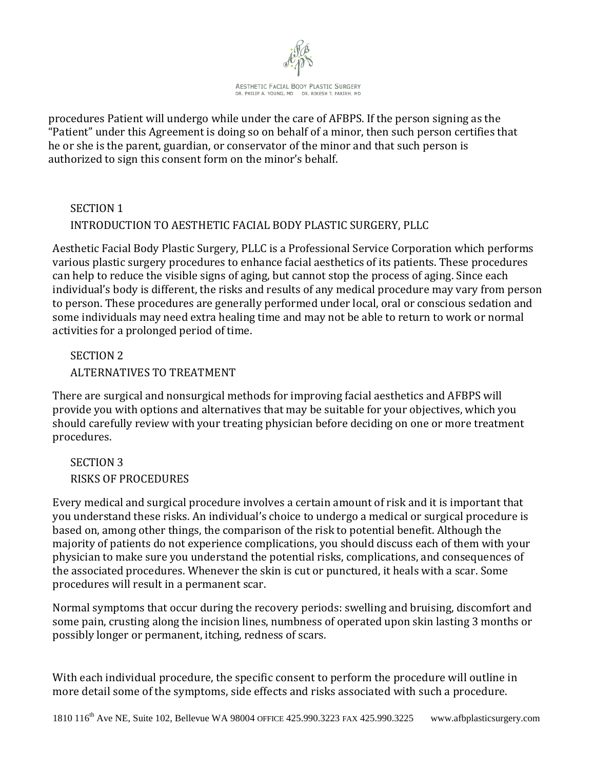procedures Patient will undergo while under the care of AFBPS. If the person signing as the "Patient" under this Agreement is doing so on behalf of a minor, then such person certifies that he or she is the parent, guardian, or conservator of the minor and that such person is authorized to sign this consent form on the minor's behalf.

## SECTION 1
## INTRODUCTION TO AESTHETIC FACIAL BODY PLASTIC SURGERY, PLLC

Aesthetic Facial Body Plastic Surgery, PLLC is a Professional Service Corporation which performs various plastic surgery procedures to enhance facial aesthetics of its patients. These procedures can help to reduce the visible signs of aging, but cannot stop the process of aging. Since each individual's body is different, the risks and results of any medical procedure may vary from person to person. These procedures are generally performed under local, oral or conscious sedation and some individuals may need extra healing time and may not be able to return to work or normal activities for a prolonged period of time.

## SECTION 2
## ALTERNATIVES TO TREATMENT

There are surgical and nonsurgical methods for improving facial aesthetics and AFBPS will provide you with options and alternatives that may be suitable for your objectives, which you should carefully review with your treating physician before deciding on one or more treatment procedures.

## SECTION 3
## RISKS OF PROCEDURES

Every medical and surgical procedure involves a certain amount of risk and it is important that you understand these risks. An individual's choice to undergo a medical or surgical procedure is based on, among other things, the comparison of the risk to potential benefit. Although the majority of patients do not experience complications, you should discuss each of them with your physician to make sure you understand the potential risks, complications, and consequences of the associated procedures. Whenever the skin is cut or punctured, it heals with a scar. Some procedures will result in a permanent scar.

Normal symptoms that occur during the recovery periods: swelling and bruising, discomfort and some pain, crusting along the incision lines, numbness of operated upon skin lasting 3 months or possibly longer or permanent, itching, redness of scars.

With each individual procedure, the specific consent to perform the procedure will outline in more detail some of the symptoms, side effects and risks associated with such a procedure.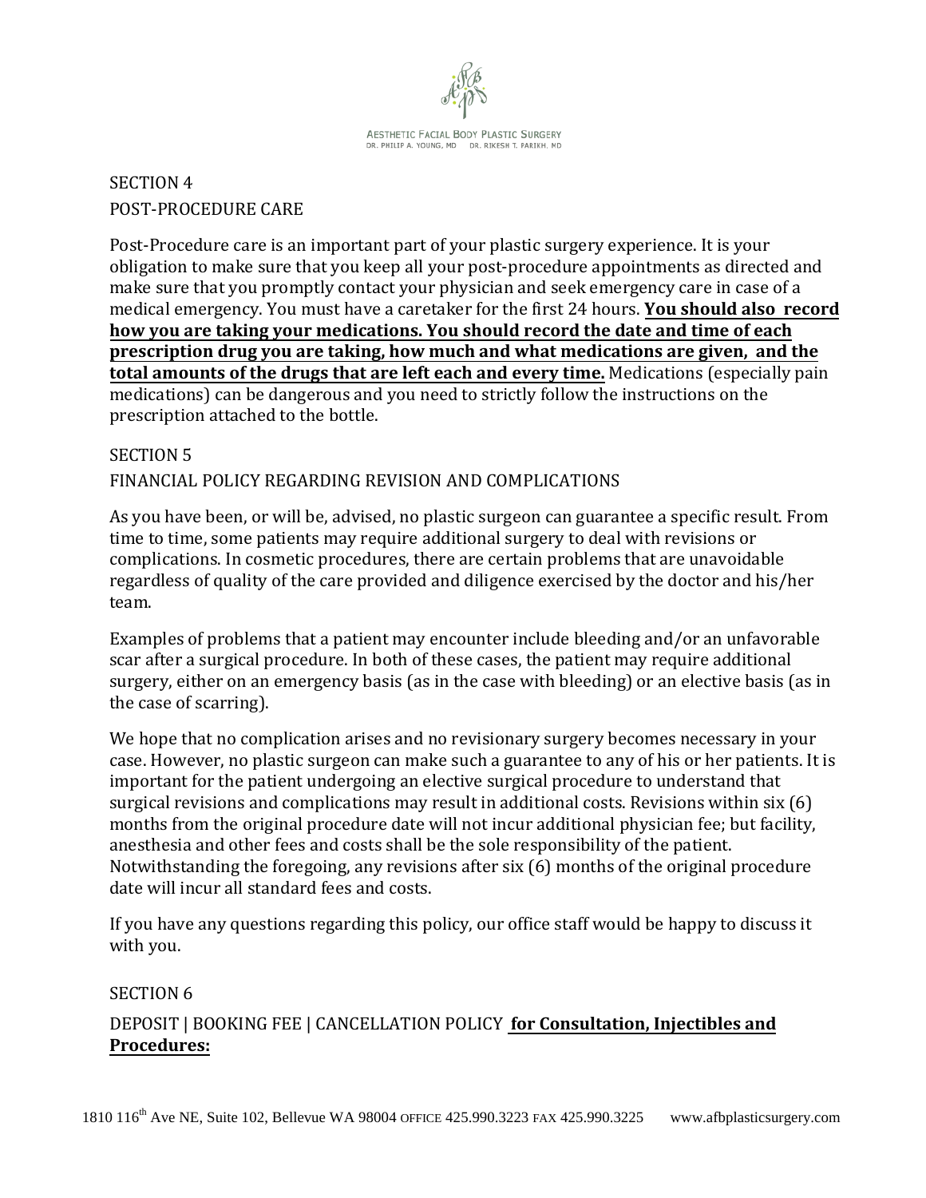SECTION 4

POST-PROCEDURE CARE

Post-Procedure care is an important part of your plastic surgery experience. It is your obligation to make sure that you keep all your post-procedure appointments as directed and make sure that you promptly contact your physician and seek emergency care in case of a medical emergency. You must have a caretaker for the first 24 hours. **You should also record how you are taking your medications. You should record the date and time of each prescription drug you are taking, how much and what medications are given, and the total amounts of the drugs that are left each and every time.** Medications (especially pain medications) can be dangerous and you need to strictly follow the instructions on the prescription attached to the bottle.

SECTION 5

FINANCIAL POLICY REGARDING REVISION AND COMPLICATIONS

As you have been, or will be, advised, no plastic surgeon can guarantee a specific result. From time to time, some patients may require additional surgery to deal with revisions or complications. In cosmetic procedures, there are certain problems that are unavoidable regardless of quality of the care provided and diligence exercised by the doctor and his/her team.

Examples of problems that a patient may encounter include bleeding and/or an unfavorable scar after a surgical procedure. In both of these cases, the patient may require additional surgery, either on an emergency basis (as in the case with bleeding) or an elective basis (as in the case of scarring).

We hope that no complication arises and no revisionary surgery becomes necessary in your case. However, no plastic surgeon can make such a guarantee to any of his or her patients. It is important for the patient undergoing an elective surgical procedure to understand that surgical revisions and complications may result in additional costs. Revisions within six (6) months from the original procedure date will not incur additional physician fee; but facility, anesthesia and other fees and costs shall be the sole responsibility of the patient. Notwithstanding the foregoing, any revisions after six (6) months of the original procedure date will incur all standard fees and costs.

If you have any questions regarding this policy, our office staff would be happy to discuss it with you.

SECTION 6

DEPOSIT | BOOKING FEE | CANCELLATION POLICY **for Consultation, Injectibles and Procedures:**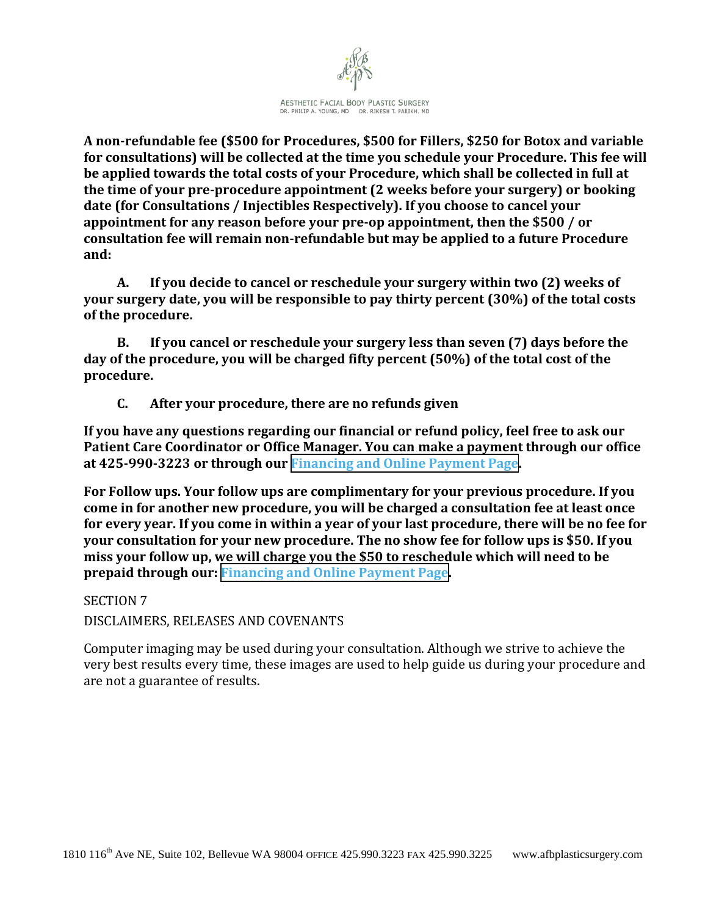**A non-refundable fee ($500 for Procedures, $500 for Fillers, $250 for Botox and variable for consultations) will be collected at the time you schedule your Procedure. This fee will be applied towards the total costs of your Procedure, which shall be collected in full at the time of your pre-procedure appointment (2 weeks before your surgery) or booking date (for Consultations / Injectibles Respectively). If you choose to cancel your appointment for any reason before your pre-op appointment, then the $500 / or consultation fee will remain non-refundable but may be applied to a future Procedure and:**

**A. If you decide to cancel or reschedule your surgery within two (2) weeks of your surgery date, you will be responsible to pay thirty percent (30%) of the total costs of the procedure.**

**B. If you cancel or reschedule your surgery less than seven (7) days before the day of the procedure, you will be charged fifty percent (50%) of the total cost of the procedure.**

**C. After your procedure, there are no refunds given**

**If you have any questions regarding our financial or refund policy, feel free to ask our Patient Care Coordinator or Office Manager. You can make a payment through our office at 425-990-3223 or through our Financing and Online Payment Page.**

**For Follow ups. Your follow ups are complimentary for your previous procedure. If you come in for another new procedure, you will be charged a consultation fee at least once for every year. If you come in within a year of your last procedure, there will be no fee for your consultation for your new procedure. The no show fee for follow ups is $50. If you miss your follow up, we will charge you the $50 to reschedule which will need to be prepaid through our: Financing and Online Payment Page.**

SECTION 7

DISCLAIMERS, RELEASES AND COVENANTS

Computer imaging may be used during your consultation. Although we strive to achieve the very best results every time, these images are used to help guide us during your procedure and are not a guarantee of results.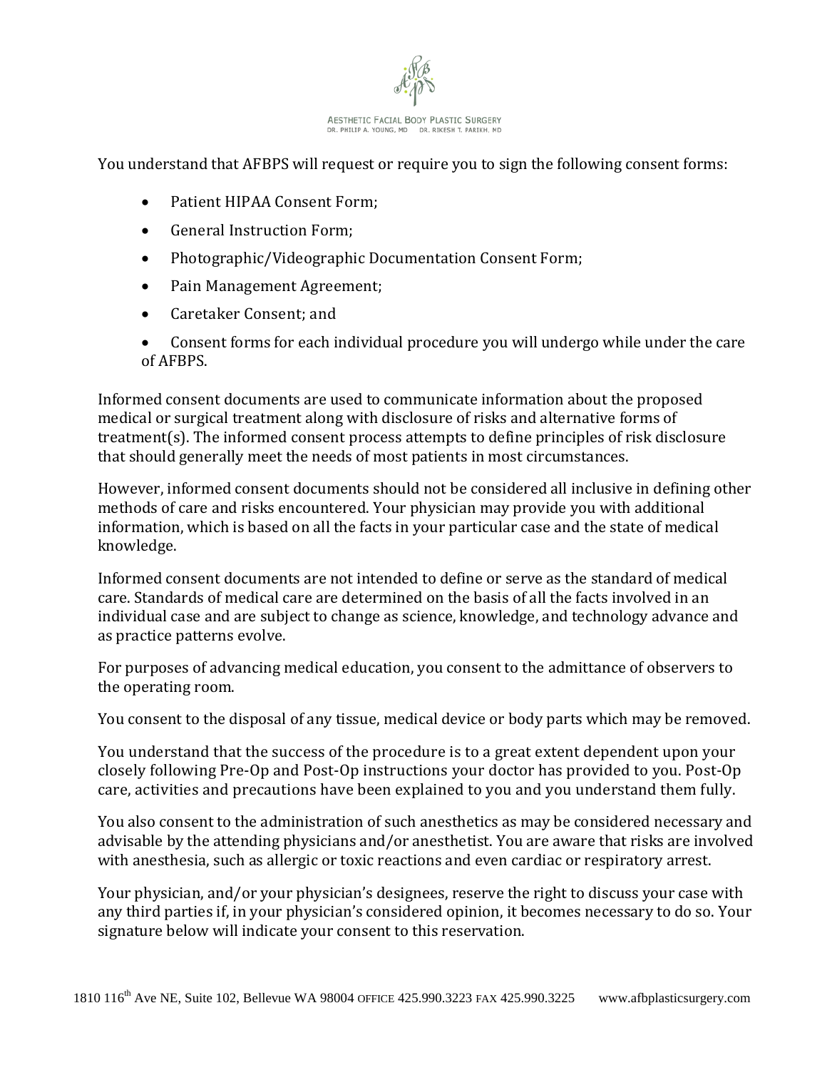You understand that AFBPS will request or require you to sign the following consent forms:

- Patient HIPAA Consent Form;
- General Instruction Form;
- Photographic/Videographic Documentation Consent Form;
- Pain Management Agreement;
- Caretaker Consent; and
- Consent forms for each individual procedure you will undergo while under the care of AFBPS.

Informed consent documents are used to communicate information about the proposed medical or surgical treatment along with disclosure of risks and alternative forms of treatment(s). The informed consent process attempts to define principles of risk disclosure that should generally meet the needs of most patients in most circumstances.

However, informed consent documents should not be considered all inclusive in defining other methods of care and risks encountered. Your physician may provide you with additional information, which is based on all the facts in your particular case and the state of medical knowledge.

Informed consent documents are not intended to define or serve as the standard of medical care. Standards of medical care are determined on the basis of all the facts involved in an individual case and are subject to change as science, knowledge, and technology advance and as practice patterns evolve.

For purposes of advancing medical education, you consent to the admittance of observers to the operating room.

You consent to the disposal of any tissue, medical device or body parts which may be removed.

You understand that the success of the procedure is to a great extent dependent upon your closely following Pre-Op and Post-Op instructions your doctor has provided to you. Post-Op care, activities and precautions have been explained to you and you understand them fully.

You also consent to the administration of such anesthetics as may be considered necessary and advisable by the attending physicians and/or anesthetist. You are aware that risks are involved with anesthesia, such as allergic or toxic reactions and even cardiac or respiratory arrest.

Your physician, and/or your physician's designees, reserve the right to discuss your case with any third parties if, in your physician's considered opinion, it becomes necessary to do so. Your signature below will indicate your consent to this reservation.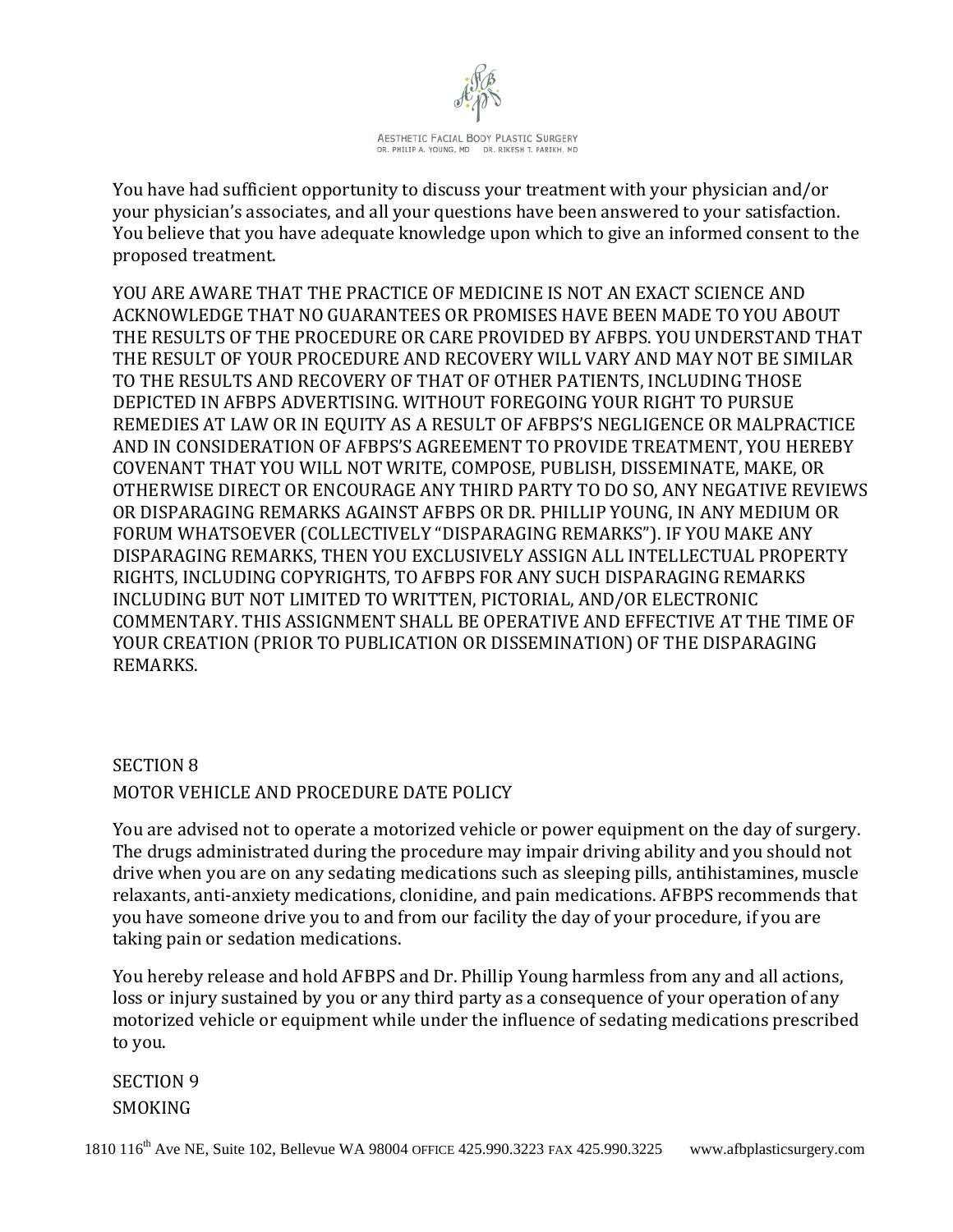You have had sufficient opportunity to discuss your treatment with your physician and/or your physician's associates, and all your questions have been answered to your satisfaction. You believe that you have adequate knowledge upon which to give an informed consent to the proposed treatment.

YOU ARE AWARE THAT THE PRACTICE OF MEDICINE IS NOT AN EXACT SCIENCE AND ACKNOWLEDGE THAT NO GUARANTEES OR PROMISES HAVE BEEN MADE TO YOU ABOUT THE RESULTS OF THE PROCEDURE OR CARE PROVIDED BY AFBPS. YOU UNDERSTAND THAT THE RESULT OF YOUR PROCEDURE AND RECOVERY WILL VARY AND MAY NOT BE SIMILAR TO THE RESULTS AND RECOVERY OF THAT OF OTHER PATIENTS, INCLUDING THOSE DEPICTED IN AFBPS ADVERTISING. WITHOUT FOREGOING YOUR RIGHT TO PURSUE REMEDIES AT LAW OR IN EQUITY AS A RESULT OF AFBPS'S NEGLIGENCE OR MALPRACTICE AND IN CONSIDERATION OF AFBPS'S AGREEMENT TO PROVIDE TREATMENT, YOU HEREBY COVENANT THAT YOU WILL NOT WRITE, COMPOSE, PUBLISH, DISSEMINATE, MAKE, OR OTHERWISE DIRECT OR ENCOURAGE ANY THIRD PARTY TO DO SO, ANY NEGATIVE REVIEWS OR DISPARAGING REMARKS AGAINST AFBPS OR DR. PHILLIP YOUNG, IN ANY MEDIUM OR FORUM WHATSOEVER (COLLECTIVELY "DISPARAGING REMARKS"). IF YOU MAKE ANY DISPARAGING REMARKS, THEN YOU EXCLUSIVELY ASSIGN ALL INTELLECTUAL PROPERTY RIGHTS, INCLUDING COPYRIGHTS, TO AFBPS FOR ANY SUCH DISPARAGING REMARKS INCLUDING BUT NOT LIMITED TO WRITTEN, PICTORIAL, AND/OR ELECTRONIC COMMENTARY. THIS ASSIGNMENT SHALL BE OPERATIVE AND EFFECTIVE AT THE TIME OF YOUR CREATION (PRIOR TO PUBLICATION OR DISSEMINATION) OF THE DISPARAGING REMARKS.

## SECTION 8

## MOTOR VEHICLE AND PROCEDURE DATE POLICY

You are advised not to operate a motorized vehicle or power equipment on the day of surgery. The drugs administrated during the procedure may impair driving ability and you should not drive when you are on any sedating medications such as sleeping pills, antihistamines, muscle relaxants, anti-anxiety medications, clonidine, and pain medications. AFBPS recommends that you have someone drive you to and from our facility the day of your procedure, if you are taking pain or sedation medications.

You hereby release and hold AFBPS and Dr. Phillip Young harmless from any and all actions, loss or injury sustained by you or any third party as a consequence of your operation of any motorized vehicle or equipment while under the influence of sedating medications prescribed to you.

## SECTION 9

## SMOKING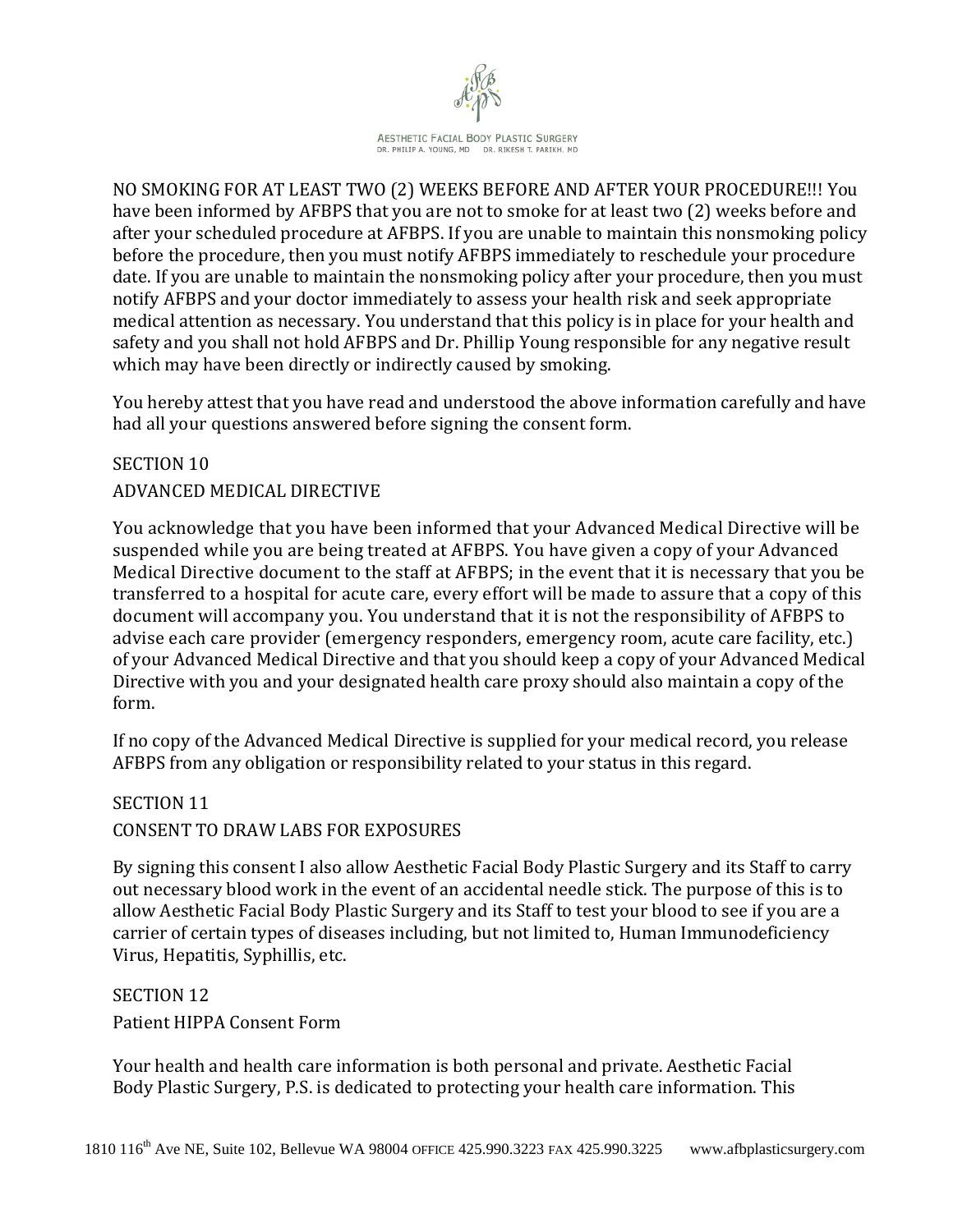NO SMOKING FOR AT LEAST TWO (2) WEEKS BEFORE AND AFTER YOUR PROCEDURE!!! You have been informed by AFBPS that you are not to smoke for at least two (2) weeks before and after your scheduled procedure at AFBPS. If you are unable to maintain this nonsmoking policy before the procedure, then you must notify AFBPS immediately to reschedule your procedure date. If you are unable to maintain the nonsmoking policy after your procedure, then you must notify AFBPS and your doctor immediately to assess your health risk and seek appropriate medical attention as necessary. You understand that this policy is in place for your health and safety and you shall not hold AFBPS and Dr. Phillip Young responsible for any negative result which may have been directly or indirectly caused by smoking.

You hereby attest that you have read and understood the above information carefully and have had all your questions answered before signing the consent form.

SECTION 10

ADVANCED MEDICAL DIRECTIVE

You acknowledge that you have been informed that your Advanced Medical Directive will be suspended while you are being treated at AFBPS. You have given a copy of your Advanced Medical Directive document to the staff at AFBPS; in the event that it is necessary that you be transferred to a hospital for acute care, every effort will be made to assure that a copy of this document will accompany you. You understand that it is not the responsibility of AFBPS to advise each care provider (emergency responders, emergency room, acute care facility, etc.) of your Advanced Medical Directive and that you should keep a copy of your Advanced Medical Directive with you and your designated health care proxy should also maintain a copy of the form.

If no copy of the Advanced Medical Directive is supplied for your medical record, you release AFBPS from any obligation or responsibility related to your status in this regard.

SECTION 11

CONSENT TO DRAW LABS FOR EXPOSURES

By signing this consent I also allow Aesthetic Facial Body Plastic Surgery and its Staff to carry out necessary blood work in the event of an accidental needle stick. The purpose of this is to allow Aesthetic Facial Body Plastic Surgery and its Staff to test your blood to see if you are a carrier of certain types of diseases including, but not limited to, Human Immunodeficiency Virus, Hepatitis, Syphillis, etc.

SECTION 12

Patient HIPPA Consent Form

Your health and health care information is both personal and private. Aesthetic Facial Body Plastic Surgery, P.S. is dedicated to protecting your health care information. This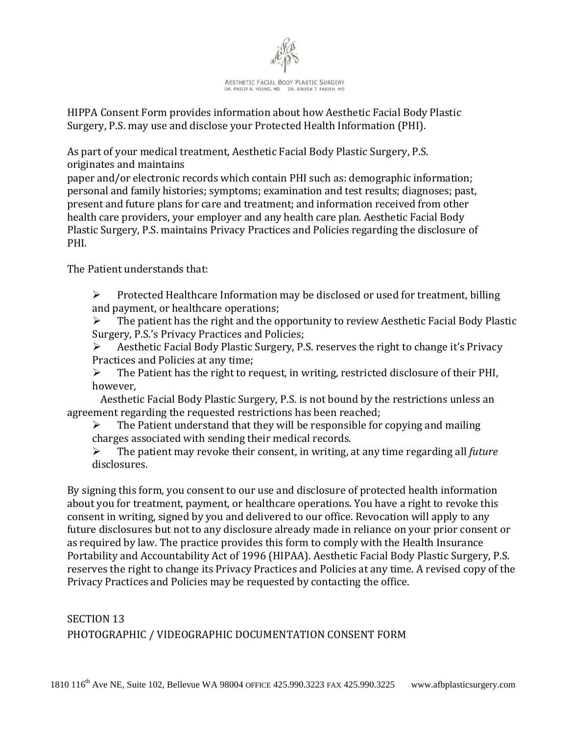HIPPA Consent Form provides information about how Aesthetic Facial Body Plastic Surgery, P.S. may use and disclose your Protected Health Information (PHI).

As part of your medical treatment, Aesthetic Facial Body Plastic Surgery, P.S. originates and maintains paper and/or electronic records which contain PHI such as: demographic information; personal and family histories; symptoms; examination and test results; diagnoses; past, present and future plans for care and treatment; and information received from other health care providers, your employer and any health care plan. Aesthetic Facial Body Plastic Surgery, P.S. maintains Privacy Practices and Policies regarding the disclosure of PHI.

The Patient understands that:

- Protected Healthcare Information may be disclosed or used for treatment, billing and payment, or healthcare operations;
- The patient has the right and the opportunity to review Aesthetic Facial Body Plastic Surgery, P.S.'s Privacy Practices and Policies;
- Aesthetic Facial Body Plastic Surgery, P.S. reserves the right to change it's Privacy Practices and Policies at any time;
- The Patient has the right to request, in writing, restricted disclosure of their PHI, however, Aesthetic Facial Body Plastic Surgery, P.S. is not bound by the restrictions unless an agreement regarding the requested restrictions has been reached;
- The Patient understand that they will be responsible for copying and mailing charges associated with sending their medical records.
- The patient may revoke their consent, in writing, at any time regarding all *future* disclosures.

By signing this form, you consent to our use and disclosure of protected health information about you for treatment, payment, or healthcare operations. You have a right to revoke this consent in writing, signed by you and delivered to our office. Revocation will apply to any future disclosures but not to any disclosure already made in reliance on your prior consent or as required by law. The practice provides this form to comply with the Health Insurance Portability and Accountability Act of 1996 (HIPAA). Aesthetic Facial Body Plastic Surgery, P.S. reserves the right to change its Privacy Practices and Policies at any time. A revised copy of the Privacy Practices and Policies may be requested by contacting the office.

## SECTION 13
## PHOTOGRAPHIC / VIDEOGRAPHIC DOCUMENTATION CONSENT FORM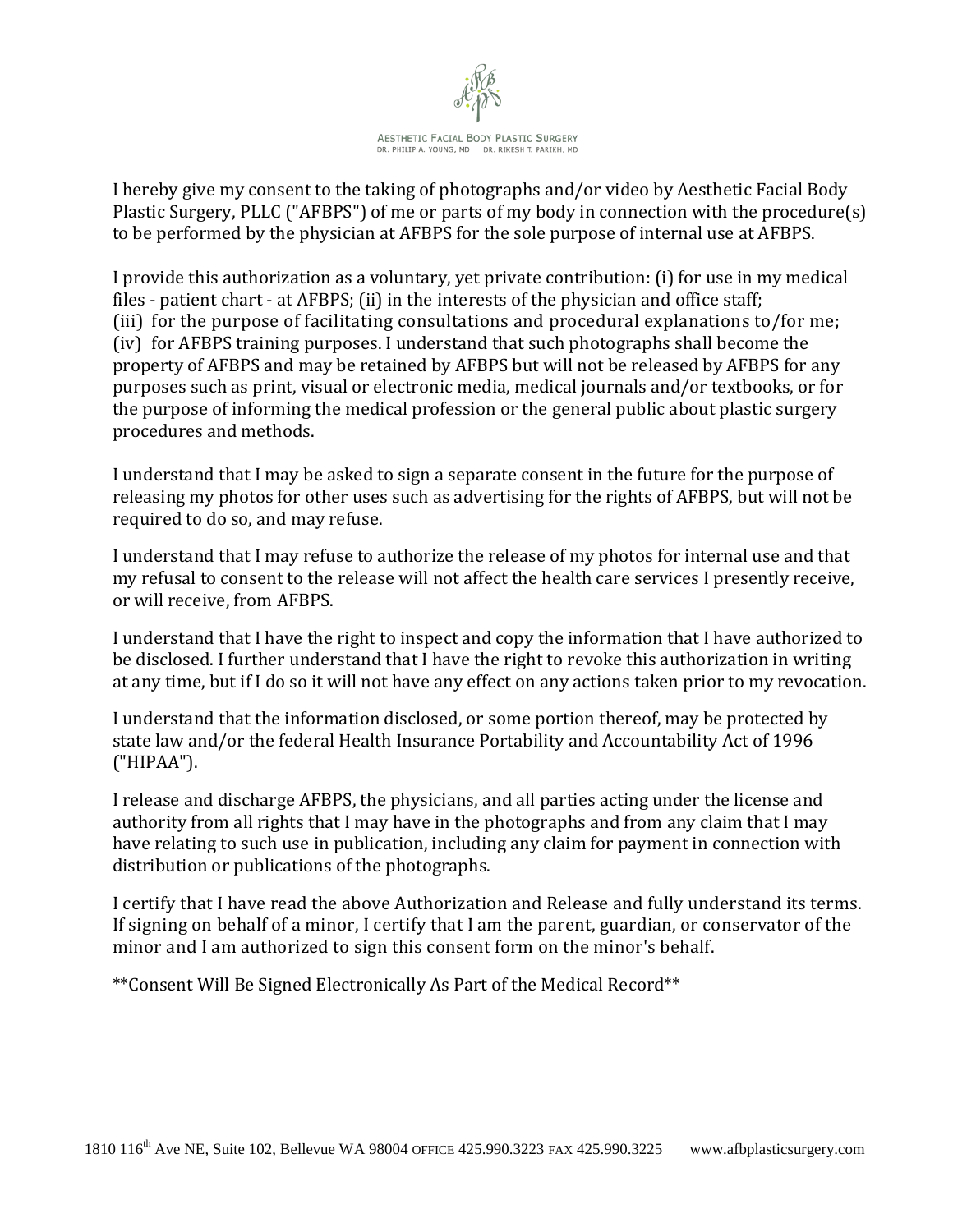AESTHETIC FACIAL BODY PLASTIC SURGERY
DR. PHILIP A. YOUNG, MD DR. RIKESH T. PARIKH, MD

I hereby give my consent to the taking of photographs and/or video by Aesthetic Facial Body Plastic Surgery, PLLC ("AFBPS") of me or parts of my body in connection with the procedure(s) to be performed by the physician at AFBPS for the sole purpose of internal use at AFBPS.

I provide this authorization as a voluntary, yet private contribution: (i) for use in my medical files - patient chart - at AFBPS; (ii) in the interests of the physician and office staff; (iii) for the purpose of facilitating consultations and procedural explanations to/for me; (iv) for AFBPS training purposes. I understand that such photographs shall become the property of AFBPS and may be retained by AFBPS but will not be released by AFBPS for any purposes such as print, visual or electronic media, medical journals and/or textbooks, or for the purpose of informing the medical profession or the general public about plastic surgery procedures and methods.

I understand that I may be asked to sign a separate consent in the future for the purpose of releasing my photos for other uses such as advertising for the rights of AFBPS, but will not be required to do so, and may refuse.

I understand that I may refuse to authorize the release of my photos for internal use and that my refusal to consent to the release will not affect the health care services I presently receive, or will receive, from AFBPS.

I understand that I have the right to inspect and copy the information that I have authorized to be disclosed. I further understand that I have the right to revoke this authorization in writing at any time, but if I do so it will not have any effect on any actions taken prior to my revocation.

I understand that the information disclosed, or some portion thereof, may be protected by state law and/or the federal Health Insurance Portability and Accountability Act of 1996 ("HIPAA").

I release and discharge AFBPS, the physicians, and all parties acting under the license and authority from all rights that I may have in the photographs and from any claim that I may have relating to such use in publication, including any claim for payment in connection with distribution or publications of the photographs.

I certify that I have read the above Authorization and Release and fully understand its terms. If signing on behalf of a minor, I certify that I am the parent, guardian, or conservator of the minor and I am authorized to sign this consent form on the minor's behalf.

**Consent Will Be Signed Electronically As Part of the Medical Record**

1810 116th Ave NE, Suite 102, Bellevue WA 98004 OFFICE 425.990.3223 FAX 425.990.3225 www.afbplasticsurgery.com